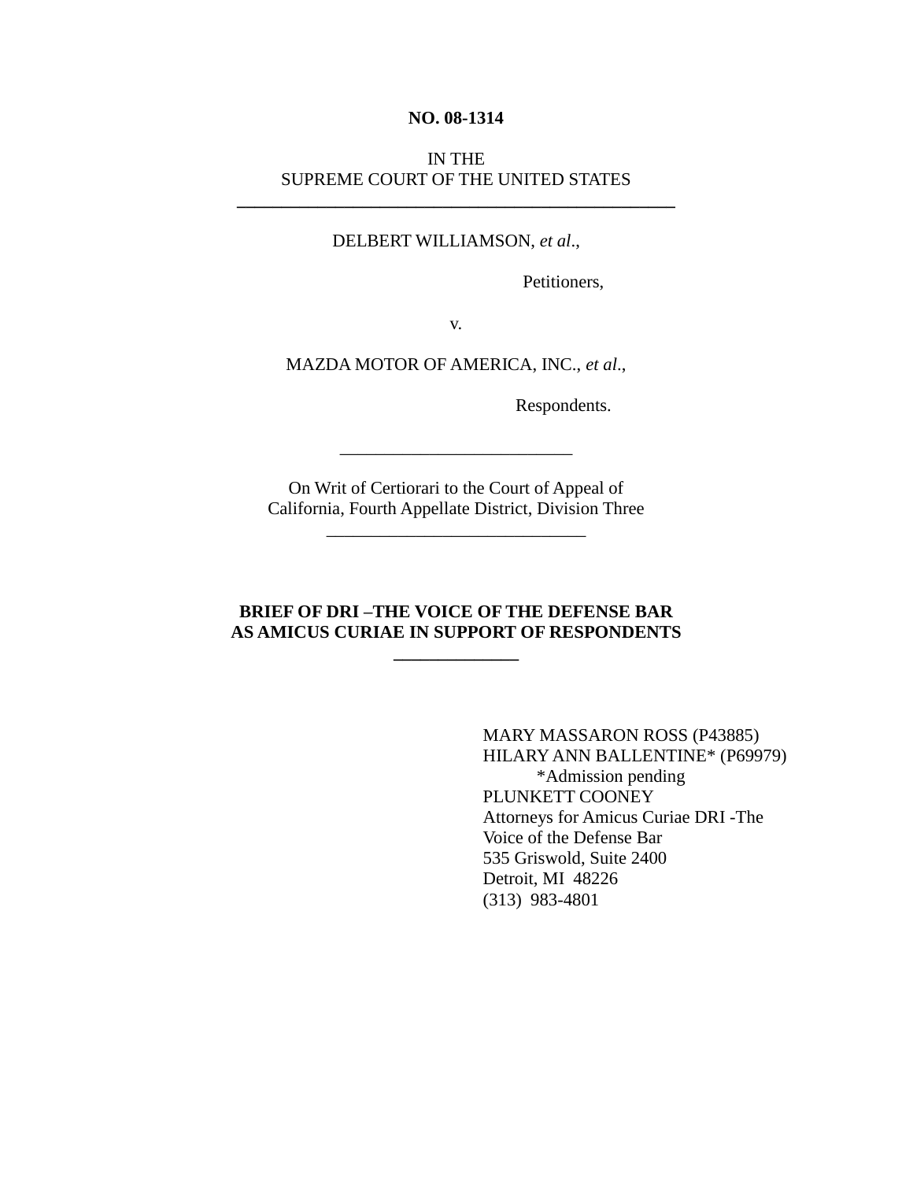**NO. 08-1314**

IN THE
SUPREME COURT OF THE UNITED STATES

---

DELBERT WILLIAMSON, *et al*.,

Petitioners,

v.

MAZDA MOTOR OF AMERICA, INC., *et al*.,

Respondents.

---

On Writ of Certiorari to the Court of Appeal of
California, Fourth Appellate District, Division Three

---

**BRIEF OF DRI –THE VOICE OF THE DEFENSE BAR**
**AS AMICUS CURIAE IN SUPPORT OF RESPONDENTS**

---

MARY MASSARON ROSS (P43885)
HILARY ANN BALLENTINE* (P69979)
*Admission pending
PLUNKETT COONEY
Attorneys for Amicus Curiae DRI -The
Voice of the Defense Bar
535 Griswold, Suite 2400
Detroit, MI 48226
(313) 983-4801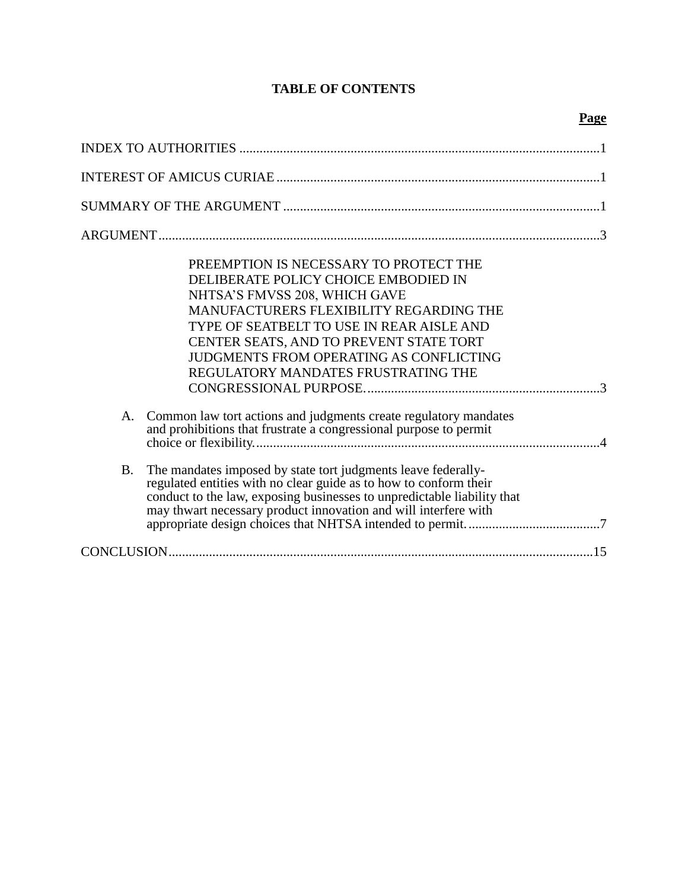# TABLE OF CONTENTS

| | Page |
|---|---|
| INDEX TO AUTHORITIES | 1 |
| INTEREST OF AMICUS CURIAE | 1 |
| SUMMARY OF THE ARGUMENT | 1 |
| ARGUMENT | 3 |
| PREEMPTION IS NECESSARY TO PROTECT THE DELIBERATE POLICY CHOICE EMBODIED IN NHTSA'S FMVSS 208, WHICH GAVE MANUFACTURERS FLEXIBILITY REGARDING THE TYPE OF SEATBELT TO USE IN REAR AISLE AND CENTER SEATS, AND TO PREVENT STATE TORT JUDGMENTS FROM OPERATING AS CONFLICTING REGULATORY MANDATES FRUSTRATING THE CONGRESSIONAL PURPOSE. | 3 |
| A. Common law tort actions and judgments create regulatory mandates and prohibitions that frustrate a congressional purpose to permit choice or flexibility. | 4 |
| B. The mandates imposed by state tort judgments leave federally-regulated entities with no clear guide as to how to conform their conduct to the law, exposing businesses to unpredictable liability that may thwart necessary product innovation and will interfere with appropriate design choices that NHTSA intended to permit. | 7 |
| CONCLUSION | 15 |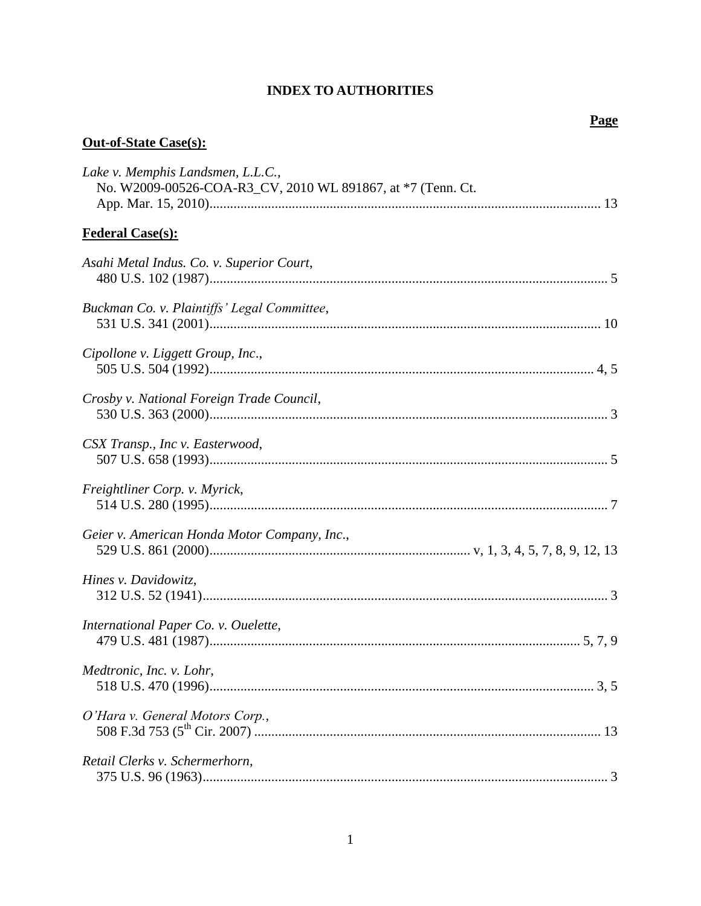# INDEX TO AUTHORITIES

**Page**

**Out-of-State Case(s):**

*Lake v. Memphis Landsmen, L.L.C.*,
No. W2009-00526-COA-R3_CV, 2010 WL 891867, at *7 (Tenn. Ct. App. Mar. 15, 2010)................................................................ 13

**Federal Case(s):**

*Asahi Metal Indus. Co. v. Superior Court*,
480 U.S. 102 (1987)................................................................ 5

*Buckman Co. v. Plaintiffs' Legal Committee*,
531 U.S. 341 (2001)................................................................ 10

*Cipollone v. Liggett Group, Inc.*,
505 U.S. 504 (1992)................................................................ 4, 5

*Crosby v. National Foreign Trade Council*,
530 U.S. 363 (2000)................................................................ 3

*CSX Transp., Inc v. Easterwood*,
507 U.S. 658 (1993)................................................................ 5

*Freightliner Corp. v. Myrick*,
514 U.S. 280 (1995)................................................................ 7

*Geier v. American Honda Motor Company, Inc.*,
529 U.S. 861 (2000)................................................................ v, 1, 3, 4, 5, 7, 8, 9, 12, 13

*Hines v. Davidowitz*,
312 U.S. 52 (1941)................................................................ 3

*International Paper Co. v. Ouelette*,
479 U.S. 481 (1987)................................................................ 5, 7, 9

*Medtronic, Inc. v. Lohr*,
518 U.S. 470 (1996)................................................................ 3, 5

*O'Hara v. General Motors Corp.*,
508 F.3d 753 (5th Cir. 2007)................................................................ 13

*Retail Clerks v. Schermerhorn*,
375 U.S. 96 (1963)................................................................ 3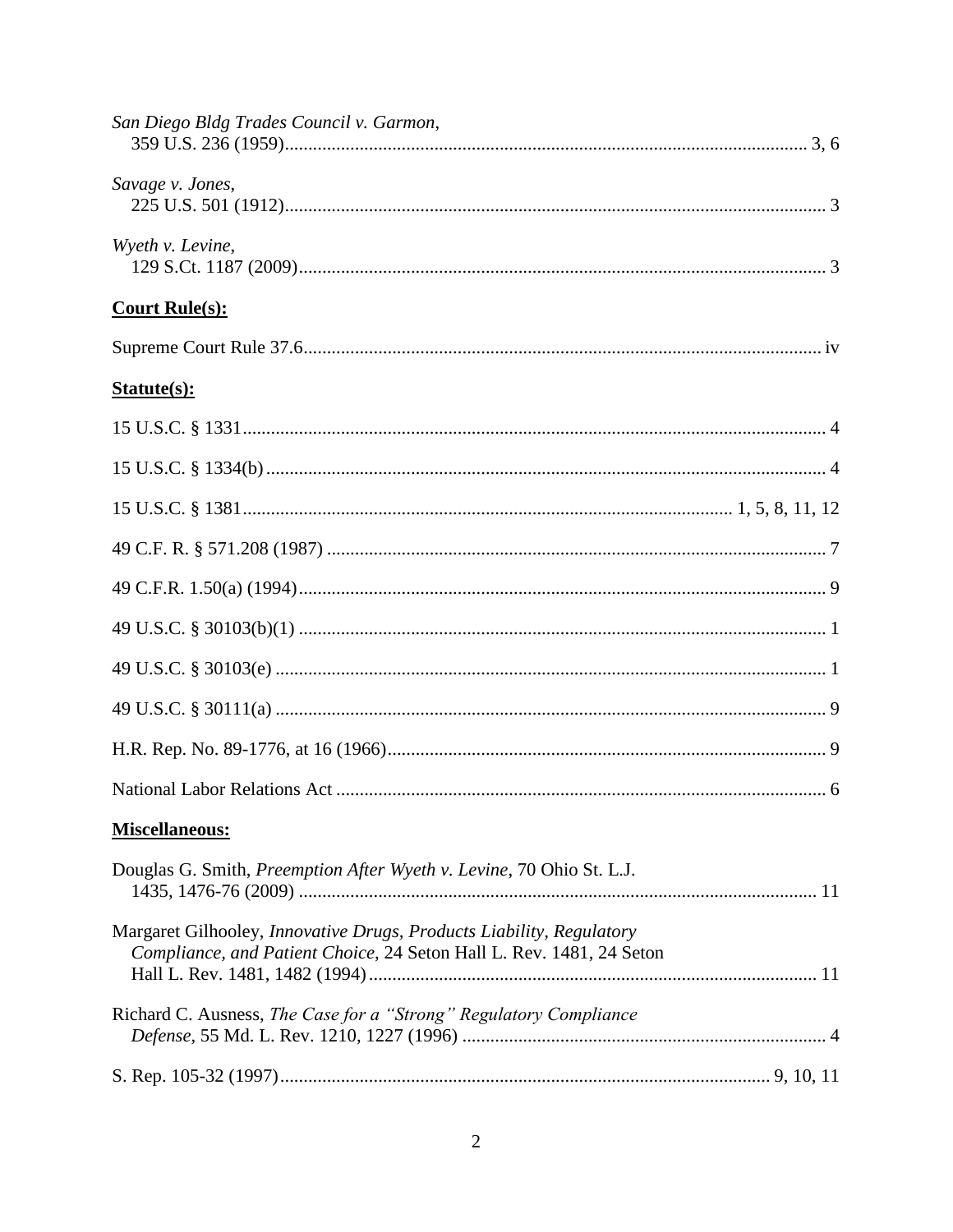*San Diego Bldg Trades Council v. Garmon*,
359 U.S. 236 (1959)................................................................................................ 3, 6

*Savage v. Jones*,
225 U.S. 501 (1912)................................................................................................. 3

*Wyeth v. Levine*,
129 S.Ct. 1187 (2009)................................................................................................ 3

**Court Rule(s):**

Supreme Court Rule 37.6............................................................................................... iv

**Statute(s):**

15 U.S.C. § 1331........................................................................................................... 4

15 U.S.C. § 1334(b)....................................................................................................... 4

15 U.S.C. § 1381........................................................................................ 1, 5, 8, 11, 12

49 C.F. R. § 571.208 (1987) .......................................................................................... 7

49 C.F.R. 1.50(a) (1994)................................................................................................ 9

49 U.S.C. § 30103(b)(1) ................................................................................................ 1

49 U.S.C. § 30103(e) ..................................................................................................... 1

49 U.S.C. § 30111(a) ..................................................................................................... 9

H.R. Rep. No. 89-1776, at 16 (1966)............................................................................. 9

National Labor Relations Act ......................................................................................... 6

**Miscellaneous:**

Douglas G. Smith, *Preemption After Wyeth v. Levine*, 70 Ohio St. L.J. 1435, 1476-76 (2009) .............................................................................................. 11

Margaret Gilhooley, *Innovative Drugs, Products Liability, Regulatory Compliance, and Patient Choice*, 24 Seton Hall L. Rev. 1481, 24 Seton Hall L. Rev. 1481, 1482 (1994)............................................................................................... 11

Richard C. Ausness, *The Case for a "Strong" Regulatory Compliance Defense*, 55 Md. L. Rev. 1210, 1227 (1996) ............................................................................. 4

S. Rep. 105-32 (1997)......................................................................................... 9, 10, 11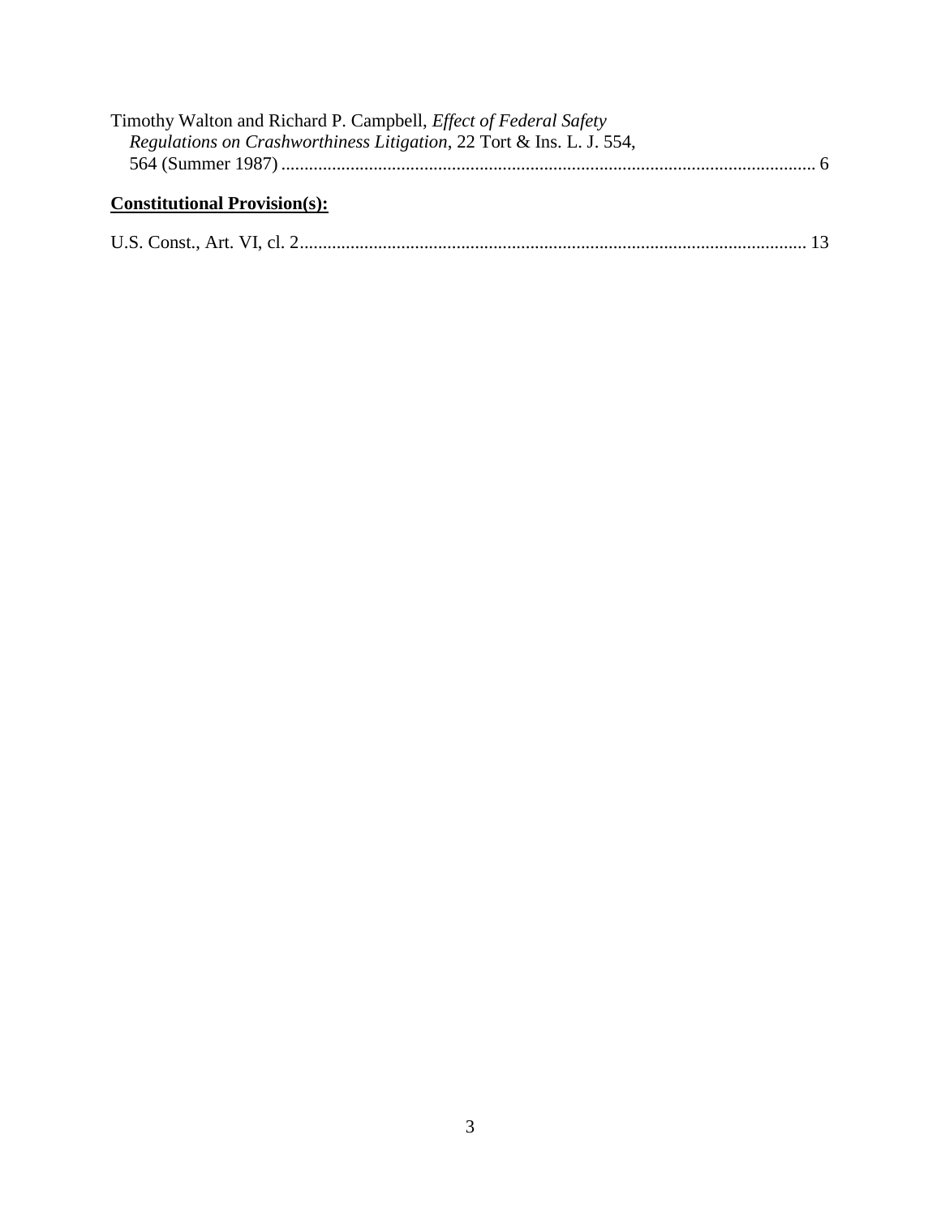Timothy Walton and Richard P. Campbell, *Effect of Federal Safety Regulations on Crashworthiness Litigation*, 22 Tort & Ins. L. J. 554, 564 (Summer 1987) .................................................................................................................... 6

**Constitutional Provision(s):**

U.S. Const., Art. VI, cl. 2.............................................................................................................. 13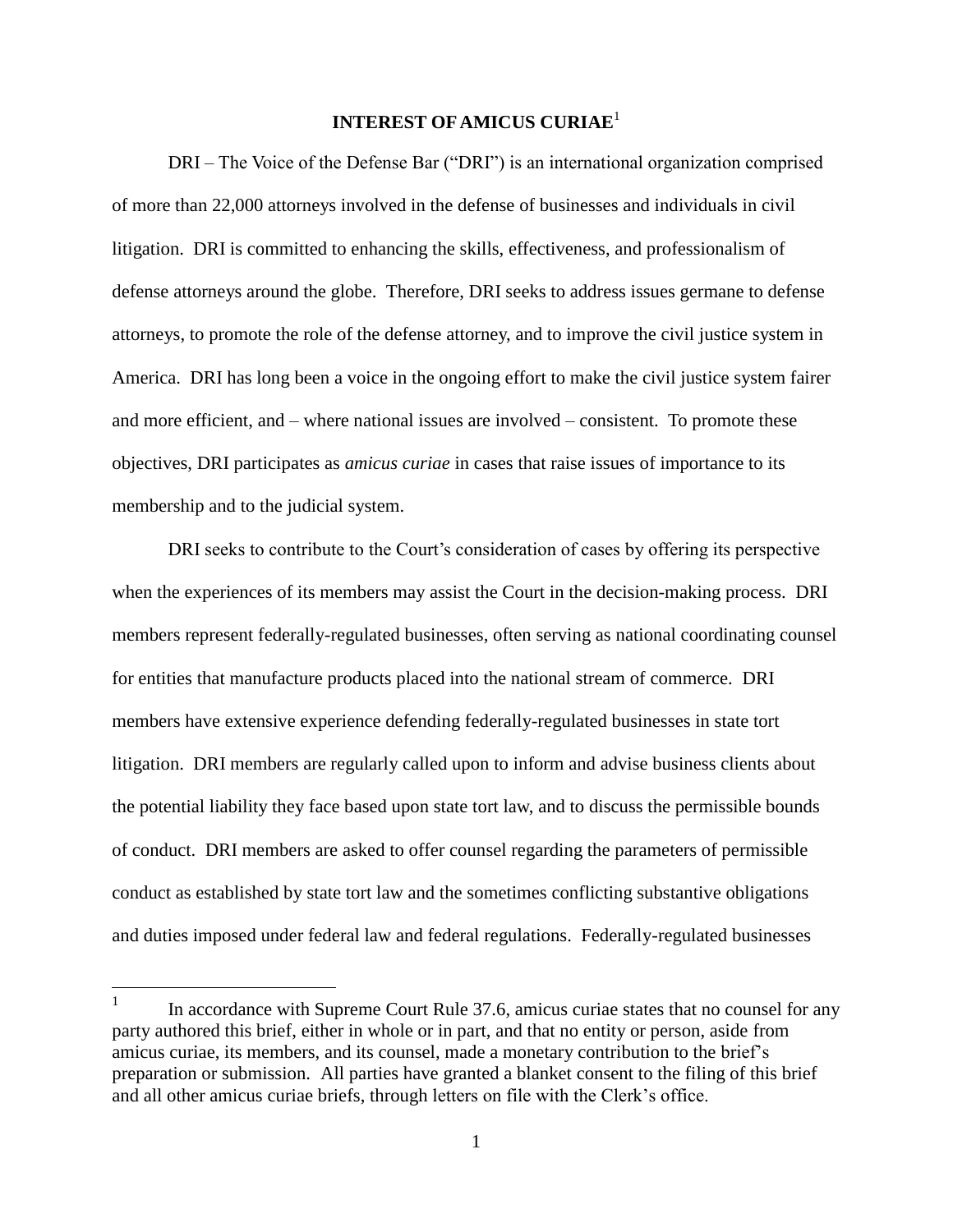## INTEREST OF AMICUS CURIAE[1]

DRI – The Voice of the Defense Bar ("DRI") is an international organization comprised of more than 22,000 attorneys involved in the defense of businesses and individuals in civil litigation. DRI is committed to enhancing the skills, effectiveness, and professionalism of defense attorneys around the globe. Therefore, DRI seeks to address issues germane to defense attorneys, to promote the role of the defense attorney, and to improve the civil justice system in America. DRI has long been a voice in the ongoing effort to make the civil justice system fairer and more efficient, and – where national issues are involved – consistent. To promote these objectives, DRI participates as *amicus curiae* in cases that raise issues of importance to its membership and to the judicial system.

DRI seeks to contribute to the Court's consideration of cases by offering its perspective when the experiences of its members may assist the Court in the decision-making process. DRI members represent federally-regulated businesses, often serving as national coordinating counsel for entities that manufacture products placed into the national stream of commerce. DRI members have extensive experience defending federally-regulated businesses in state tort litigation. DRI members are regularly called upon to inform and advise business clients about the potential liability they face based upon state tort law, and to discuss the permissible bounds of conduct. DRI members are asked to offer counsel regarding the parameters of permissible conduct as established by state tort law and the sometimes conflicting substantive obligations and duties imposed under federal law and federal regulations. Federally-regulated businesses

---

[1] In accordance with Supreme Court Rule 37.6, amicus curiae states that no counsel for any party authored this brief, either in whole or in part, and that no entity or person, aside from amicus curiae, its members, and its counsel, made a monetary contribution to the brief's preparation or submission. All parties have granted a blanket consent to the filing of this brief and all other amicus curiae briefs, through letters on file with the Clerk's office.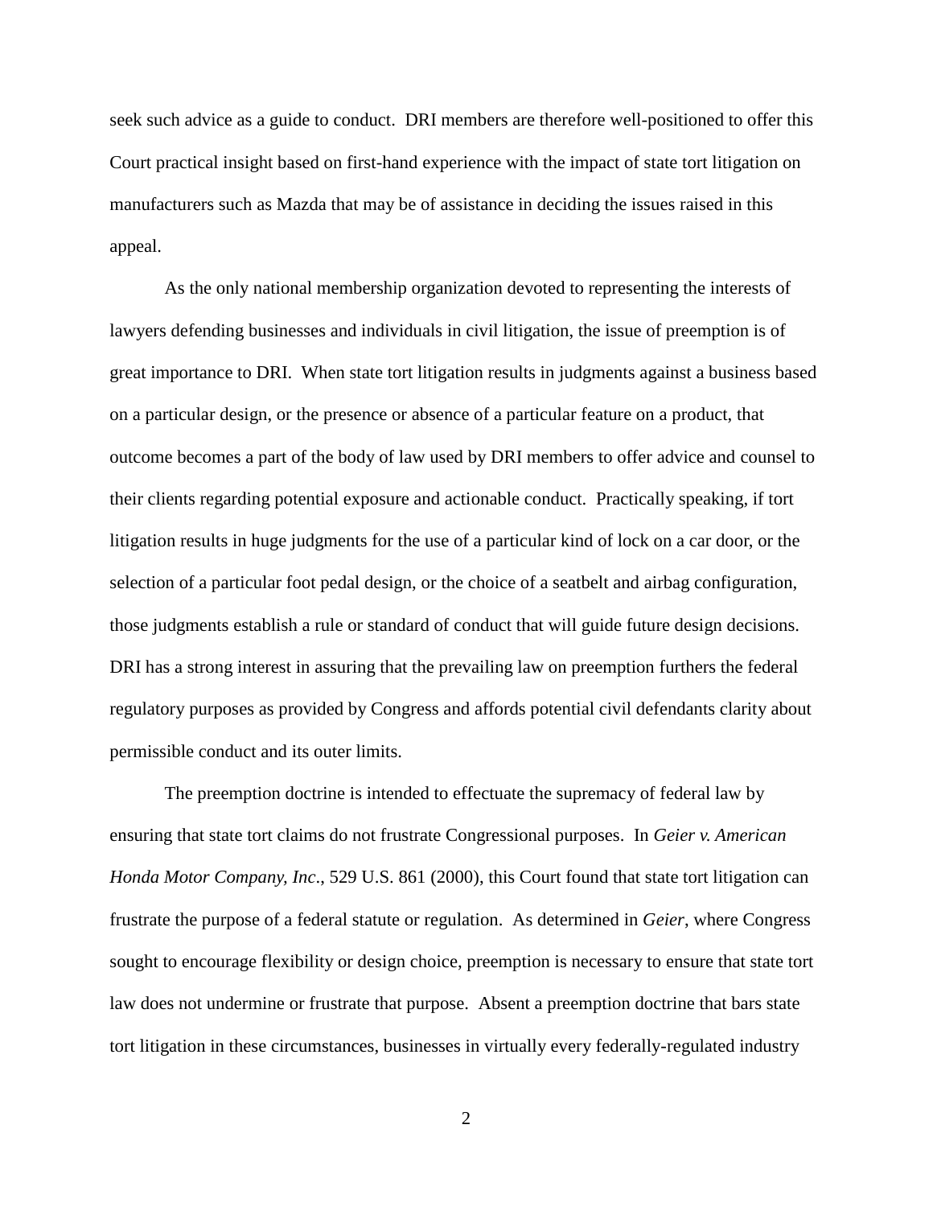seek such advice as a guide to conduct. DRI members are therefore well-positioned to offer this Court practical insight based on first-hand experience with the impact of state tort litigation on manufacturers such as Mazda that may be of assistance in deciding the issues raised in this appeal.

As the only national membership organization devoted to representing the interests of lawyers defending businesses and individuals in civil litigation, the issue of preemption is of great importance to DRI. When state tort litigation results in judgments against a business based on a particular design, or the presence or absence of a particular feature on a product, that outcome becomes a part of the body of law used by DRI members to offer advice and counsel to their clients regarding potential exposure and actionable conduct. Practically speaking, if tort litigation results in huge judgments for the use of a particular kind of lock on a car door, or the selection of a particular foot pedal design, or the choice of a seatbelt and airbag configuration, those judgments establish a rule or standard of conduct that will guide future design decisions. DRI has a strong interest in assuring that the prevailing law on preemption furthers the federal regulatory purposes as provided by Congress and affords potential civil defendants clarity about permissible conduct and its outer limits.

The preemption doctrine is intended to effectuate the supremacy of federal law by ensuring that state tort claims do not frustrate Congressional purposes. In *Geier v. American Honda Motor Company, Inc*., 529 U.S. 861 (2000), this Court found that state tort litigation can frustrate the purpose of a federal statute or regulation. As determined in *Geier*, where Congress sought to encourage flexibility or design choice, preemption is necessary to ensure that state tort law does not undermine or frustrate that purpose. Absent a preemption doctrine that bars state tort litigation in these circumstances, businesses in virtually every federally-regulated industry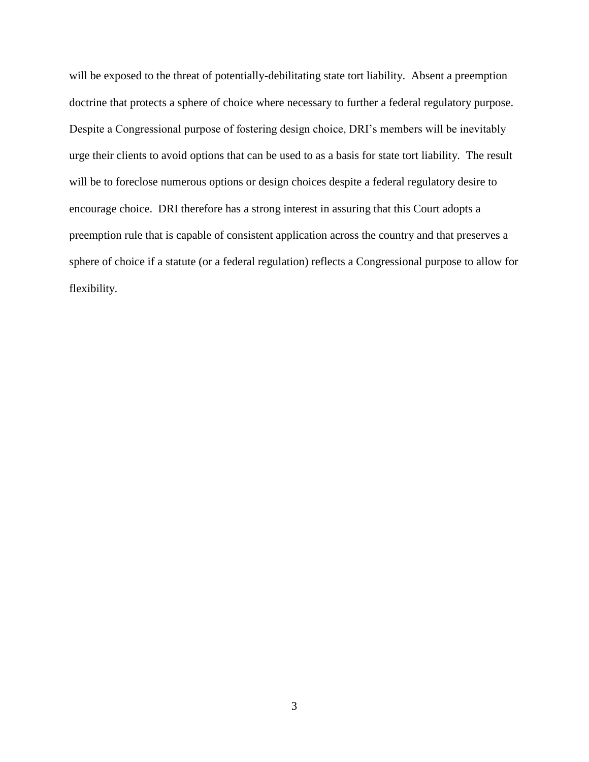will be exposed to the threat of potentially-debilitating state tort liability. Absent a preemption doctrine that protects a sphere of choice where necessary to further a federal regulatory purpose. Despite a Congressional purpose of fostering design choice, DRI's members will be inevitably urge their clients to avoid options that can be used to as a basis for state tort liability. The result will be to foreclose numerous options or design choices despite a federal regulatory desire to encourage choice. DRI therefore has a strong interest in assuring that this Court adopts a preemption rule that is capable of consistent application across the country and that preserves a sphere of choice if a statute (or a federal regulation) reflects a Congressional purpose to allow for flexibility.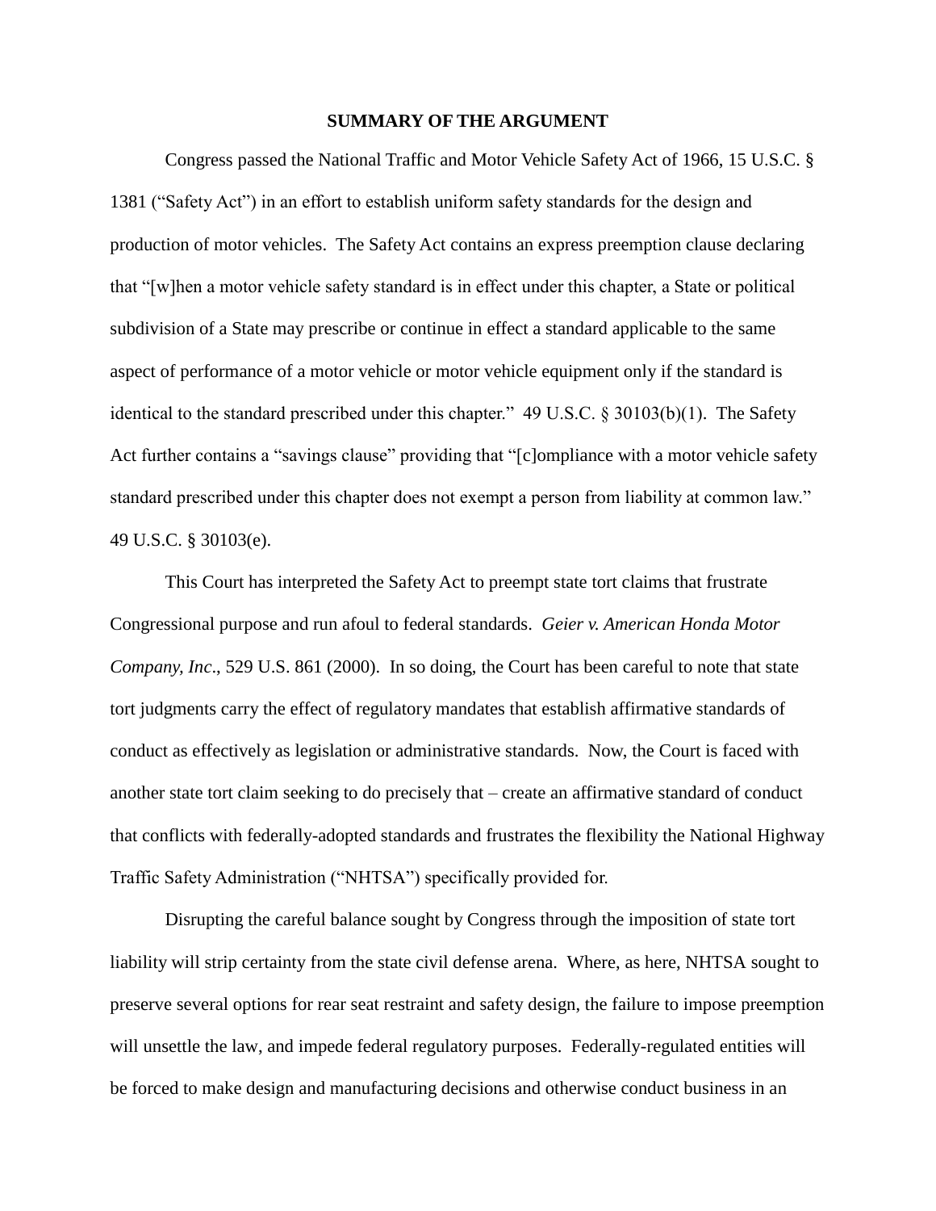## SUMMARY OF THE ARGUMENT

Congress passed the National Traffic and Motor Vehicle Safety Act of 1966, 15 U.S.C. § 1381 ("Safety Act") in an effort to establish uniform safety standards for the design and production of motor vehicles. The Safety Act contains an express preemption clause declaring that "[w]hen a motor vehicle safety standard is in effect under this chapter, a State or political subdivision of a State may prescribe or continue in effect a standard applicable to the same aspect of performance of a motor vehicle or motor vehicle equipment only if the standard is identical to the standard prescribed under this chapter." 49 U.S.C. § 30103(b)(1). The Safety Act further contains a "savings clause" providing that "[c]ompliance with a motor vehicle safety standard prescribed under this chapter does not exempt a person from liability at common law." 49 U.S.C. § 30103(e).

This Court has interpreted the Safety Act to preempt state tort claims that frustrate Congressional purpose and run afoul to federal standards. *Geier v. American Honda Motor Company, Inc*., 529 U.S. 861 (2000). In so doing, the Court has been careful to note that state tort judgments carry the effect of regulatory mandates that establish affirmative standards of conduct as effectively as legislation or administrative standards. Now, the Court is faced with another state tort claim seeking to do precisely that – create an affirmative standard of conduct that conflicts with federally-adopted standards and frustrates the flexibility the National Highway Traffic Safety Administration ("NHTSA") specifically provided for.

Disrupting the careful balance sought by Congress through the imposition of state tort liability will strip certainty from the state civil defense arena. Where, as here, NHTSA sought to preserve several options for rear seat restraint and safety design, the failure to impose preemption will unsettle the law, and impede federal regulatory purposes. Federally-regulated entities will be forced to make design and manufacturing decisions and otherwise conduct business in an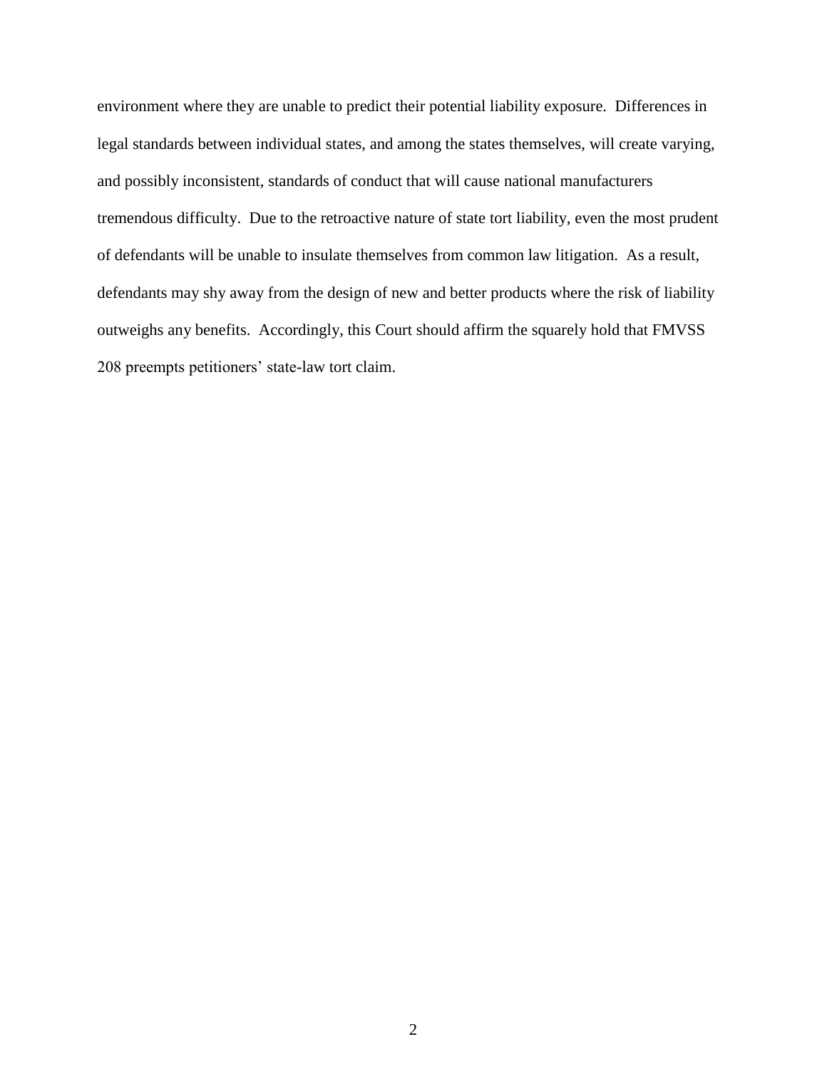environment where they are unable to predict their potential liability exposure. Differences in legal standards between individual states, and among the states themselves, will create varying, and possibly inconsistent, standards of conduct that will cause national manufacturers tremendous difficulty. Due to the retroactive nature of state tort liability, even the most prudent of defendants will be unable to insulate themselves from common law litigation. As a result, defendants may shy away from the design of new and better products where the risk of liability outweighs any benefits. Accordingly, this Court should affirm the squarely hold that FMVSS 208 preempts petitioners' state-law tort claim.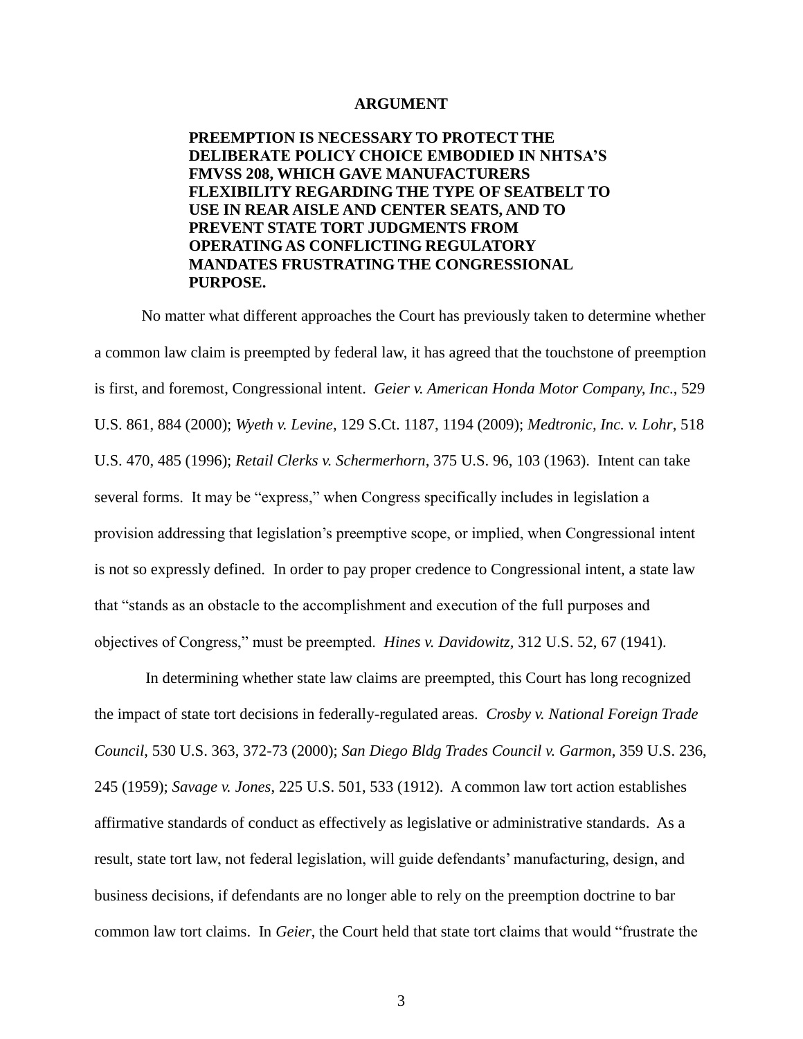## ARGUMENT

**PREEMPTION IS NECESSARY TO PROTECT THE DELIBERATE POLICY CHOICE EMBODIED IN NHTSA'S FMVSS 208, WHICH GAVE MANUFACTURERS FLEXIBILITY REGARDING THE TYPE OF SEATBELT TO USE IN REAR AISLE AND CENTER SEATS, AND TO PREVENT STATE TORT JUDGMENTS FROM OPERATING AS CONFLICTING REGULATORY MANDATES FRUSTRATING THE CONGRESSIONAL PURPOSE.**

No matter what different approaches the Court has previously taken to determine whether a common law claim is preempted by federal law, it has agreed that the touchstone of preemption is first, and foremost, Congressional intent. *Geier v. American Honda Motor Company, Inc*., 529 U.S. 861, 884 (2000); *Wyeth v. Levine*, 129 S.Ct. 1187, 1194 (2009); *Medtronic, Inc. v. Lohr*, 518 U.S. 470, 485 (1996); *Retail Clerks v. Schermerhorn*, 375 U.S. 96, 103 (1963). Intent can take several forms. It may be "express," when Congress specifically includes in legislation a provision addressing that legislation's preemptive scope, or implied, when Congressional intent is not so expressly defined. In order to pay proper credence to Congressional intent, a state law that "stands as an obstacle to the accomplishment and execution of the full purposes and objectives of Congress," must be preempted. *Hines v. Davidowitz*, 312 U.S. 52, 67 (1941).

In determining whether state law claims are preempted, this Court has long recognized the impact of state tort decisions in federally-regulated areas. *Crosby v. National Foreign Trade Council*, 530 U.S. 363, 372-73 (2000); *San Diego Bldg Trades Council v. Garmon*, 359 U.S. 236, 245 (1959); *Savage v. Jones*, 225 U.S. 501, 533 (1912). A common law tort action establishes affirmative standards of conduct as effectively as legislative or administrative standards. As a result, state tort law, not federal legislation, will guide defendants' manufacturing, design, and business decisions, if defendants are no longer able to rely on the preemption doctrine to bar common law tort claims. In *Geier*, the Court held that state tort claims that would "frustrate the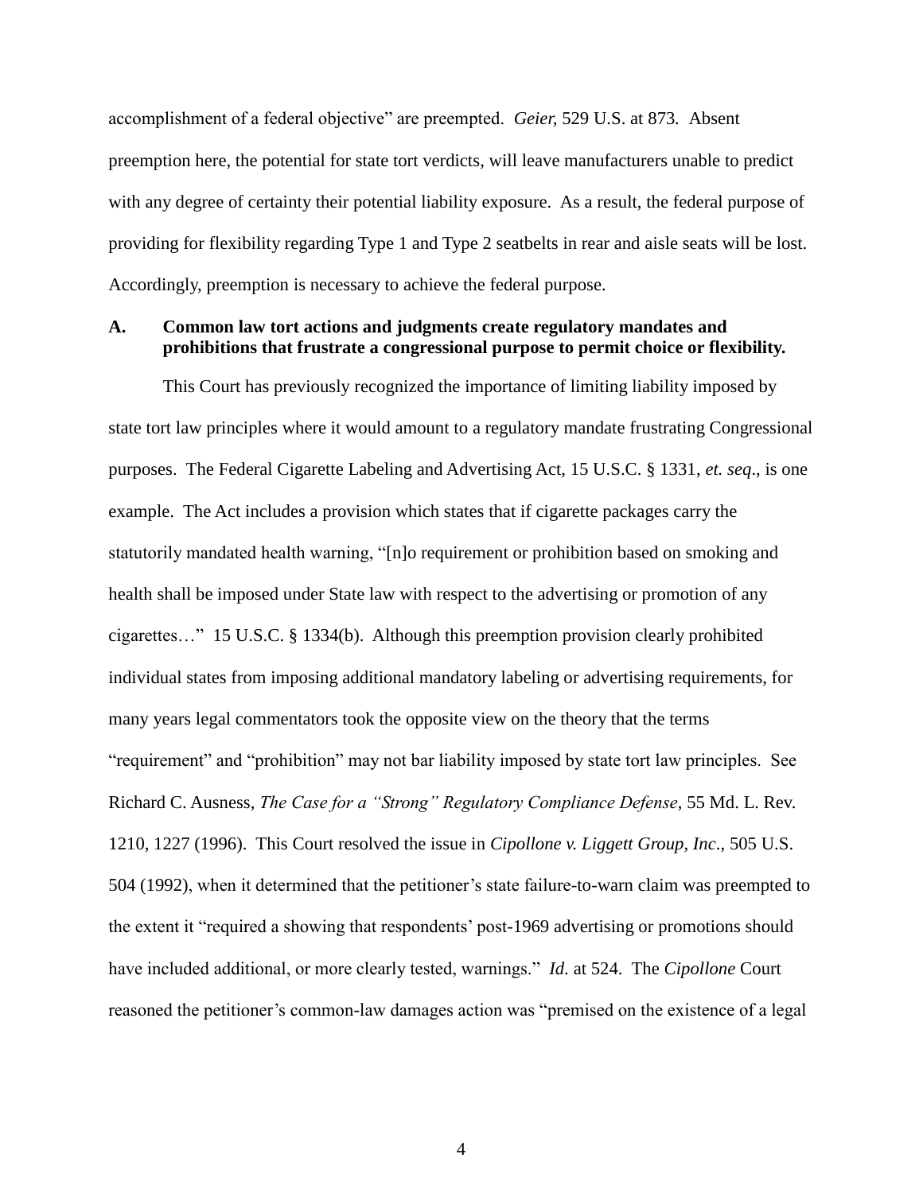accomplishment of a federal objective" are preempted. *Geier,* 529 U.S. at 873. Absent preemption here, the potential for state tort verdicts, will leave manufacturers unable to predict with any degree of certainty their potential liability exposure. As a result, the federal purpose of providing for flexibility regarding Type 1 and Type 2 seatbelts in rear and aisle seats will be lost. Accordingly, preemption is necessary to achieve the federal purpose.

### A. Common law tort actions and judgments create regulatory mandates and prohibitions that frustrate a congressional purpose to permit choice or flexibility.

This Court has previously recognized the importance of limiting liability imposed by state tort law principles where it would amount to a regulatory mandate frustrating Congressional purposes. The Federal Cigarette Labeling and Advertising Act, 15 U.S.C. § 1331, *et. seq*., is one example. The Act includes a provision which states that if cigarette packages carry the statutorily mandated health warning, "[n]o requirement or prohibition based on smoking and health shall be imposed under State law with respect to the advertising or promotion of any cigarettes…" 15 U.S.C. § 1334(b). Although this preemption provision clearly prohibited individual states from imposing additional mandatory labeling or advertising requirements, for many years legal commentators took the opposite view on the theory that the terms "requirement" and "prohibition" may not bar liability imposed by state tort law principles. See Richard C. Ausness, *The Case for a "Strong" Regulatory Compliance Defense*, 55 Md. L. Rev. 1210, 1227 (1996). This Court resolved the issue in *Cipollone v. Liggett Group, Inc*., 505 U.S. 504 (1992), when it determined that the petitioner's state failure-to-warn claim was preempted to the extent it "required a showing that respondents' post-1969 advertising or promotions should have included additional, or more clearly tested, warnings." *Id*. at 524. The *Cipollone* Court reasoned the petitioner's common-law damages action was "premised on the existence of a legal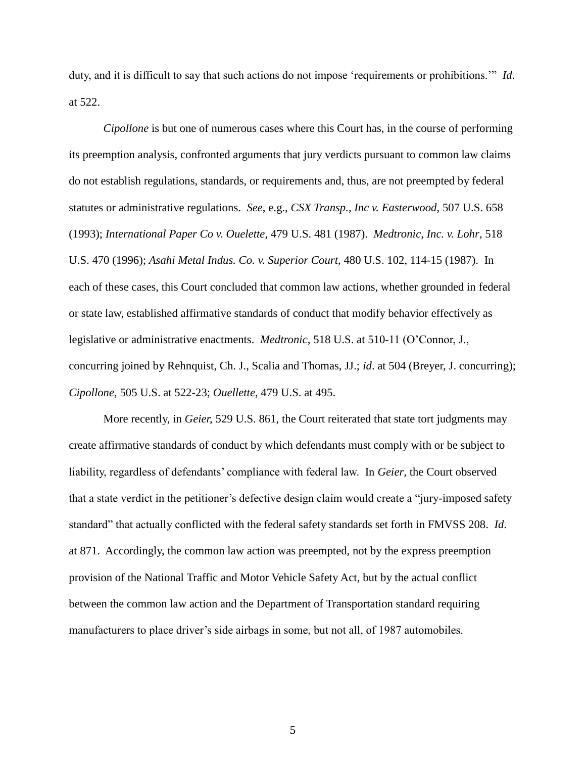duty, and it is difficult to say that such actions do not impose 'requirements or prohibitions.'" *Id*. at 522.

*Cipollone* is but one of numerous cases where this Court has, in the course of performing its preemption analysis, confronted arguments that jury verdicts pursuant to common law claims do not establish regulations, standards, or requirements and, thus, are not preempted by federal statutes or administrative regulations. *See*, e.g., *CSX Transp., Inc v. Easterwood*, 507 U.S. 658 (1993); *International Paper Co v. Ouelette*, 479 U.S. 481 (1987). *Medtronic, Inc. v. Lohr*, 518 U.S. 470 (1996); *Asahi Metal Indus. Co. v. Superior Court*, 480 U.S. 102, 114-15 (1987). In each of these cases, this Court concluded that common law actions, whether grounded in federal or state law, established affirmative standards of conduct that modify behavior effectively as legislative or administrative enactments. *Medtronic*, 518 U.S. at 510-11 (O'Connor, J., concurring joined by Rehnquist, Ch. J., Scalia and Thomas, JJ.; *id*. at 504 (Breyer, J. concurring); *Cipollone*, 505 U.S. at 522-23; *Ouellette*, 479 U.S. at 495.

More recently, in *Geier,* 529 U.S. 861, the Court reiterated that state tort judgments may create affirmative standards of conduct by which defendants must comply with or be subject to liability, regardless of defendants' compliance with federal law. In *Geier*, the Court observed that a state verdict in the petitioner's defective design claim would create a "jury-imposed safety standard" that actually conflicted with the federal safety standards set forth in FMVSS 208. *Id*. at 871. Accordingly, the common law action was preempted, not by the express preemption provision of the National Traffic and Motor Vehicle Safety Act, but by the actual conflict between the common law action and the Department of Transportation standard requiring manufacturers to place driver's side airbags in some, but not all, of 1987 automobiles.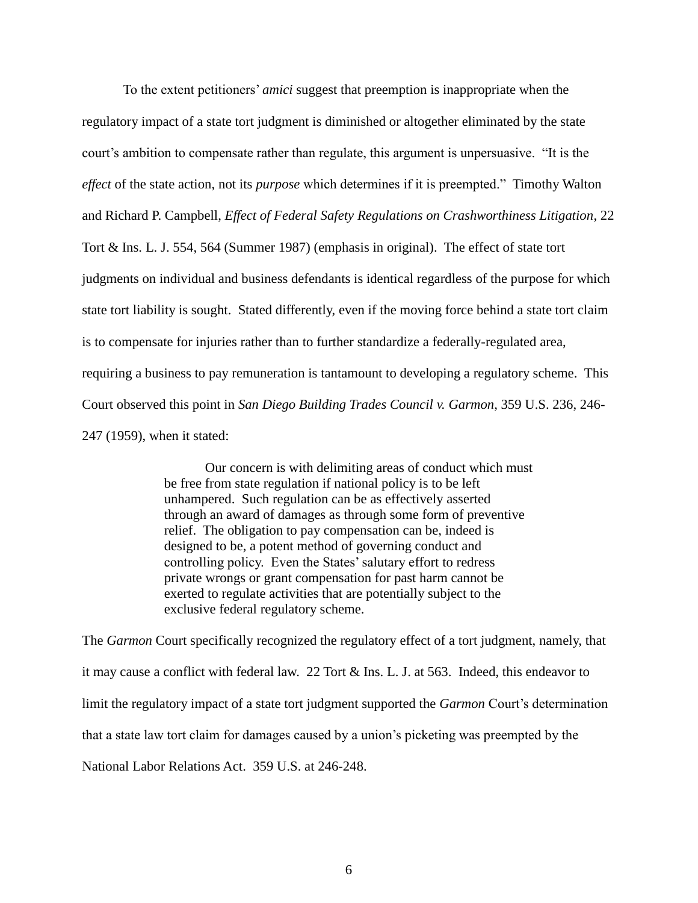To the extent petitioners' *amici* suggest that preemption is inappropriate when the regulatory impact of a state tort judgment is diminished or altogether eliminated by the state court's ambition to compensate rather than regulate, this argument is unpersuasive. "It is the *effect* of the state action, not its *purpose* which determines if it is preempted." Timothy Walton and Richard P. Campbell, *Effect of Federal Safety Regulations on Crashworthiness Litigation*, 22 Tort & Ins. L. J. 554, 564 (Summer 1987) (emphasis in original). The effect of state tort judgments on individual and business defendants is identical regardless of the purpose for which state tort liability is sought. Stated differently, even if the moving force behind a state tort claim is to compensate for injuries rather than to further standardize a federally-regulated area, requiring a business to pay remuneration is tantamount to developing a regulatory scheme. This Court observed this point in *San Diego Building Trades Council v. Garmon*, 359 U.S. 236, 246-247 (1959), when it stated:

> Our concern is with delimiting areas of conduct which must be free from state regulation if national policy is to be left unhampered. Such regulation can be as effectively asserted through an award of damages as through some form of preventive relief. The obligation to pay compensation can be, indeed is designed to be, a potent method of governing conduct and controlling policy. Even the States' salutary effort to redress private wrongs or grant compensation for past harm cannot be exerted to regulate activities that are potentially subject to the exclusive federal regulatory scheme.

The *Garmon* Court specifically recognized the regulatory effect of a tort judgment, namely, that it may cause a conflict with federal law. 22 Tort & Ins. L. J. at 563. Indeed, this endeavor to limit the regulatory impact of a state tort judgment supported the *Garmon* Court's determination that a state law tort claim for damages caused by a union's picketing was preempted by the National Labor Relations Act. 359 U.S. at 246-248.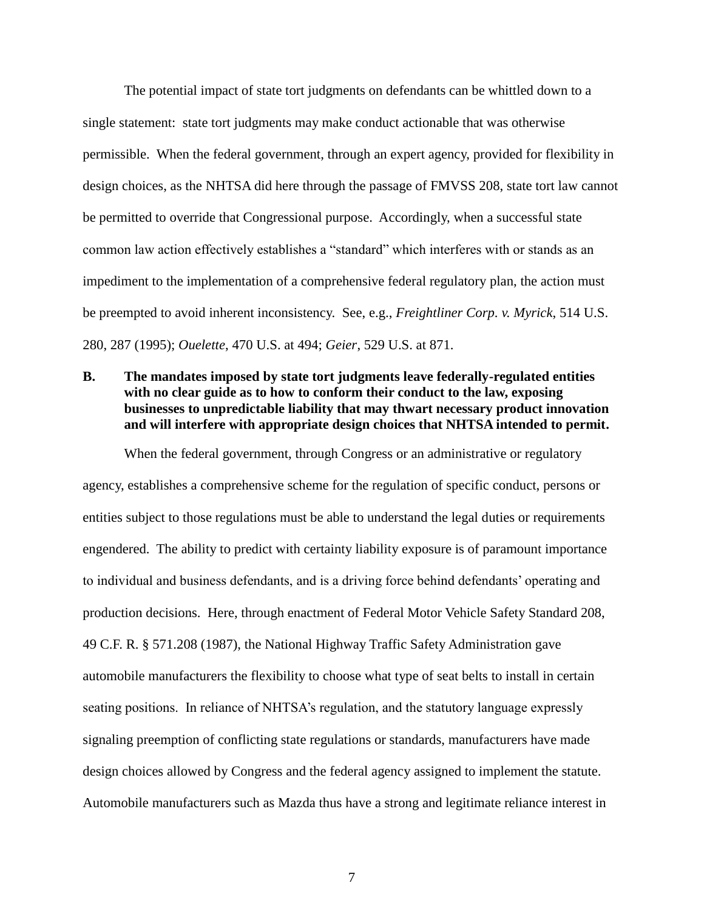The potential impact of state tort judgments on defendants can be whittled down to a single statement: state tort judgments may make conduct actionable that was otherwise permissible. When the federal government, through an expert agency, provided for flexibility in design choices, as the NHTSA did here through the passage of FMVSS 208, state tort law cannot be permitted to override that Congressional purpose. Accordingly, when a successful state common law action effectively establishes a "standard" which interferes with or stands as an impediment to the implementation of a comprehensive federal regulatory plan, the action must be preempted to avoid inherent inconsistency. See, e.g., *Freightliner Corp. v. Myrick*, 514 U.S. 280, 287 (1995); *Ouelette*, 470 U.S. at 494; *Geier*, 529 U.S. at 871.

**B. The mandates imposed by state tort judgments leave federally-regulated entities with no clear guide as to how to conform their conduct to the law, exposing businesses to unpredictable liability that may thwart necessary product innovation and will interfere with appropriate design choices that NHTSA intended to permit.**

When the federal government, through Congress or an administrative or regulatory agency, establishes a comprehensive scheme for the regulation of specific conduct, persons or entities subject to those regulations must be able to understand the legal duties or requirements engendered. The ability to predict with certainty liability exposure is of paramount importance to individual and business defendants, and is a driving force behind defendants' operating and production decisions. Here, through enactment of Federal Motor Vehicle Safety Standard 208, 49 C.F. R. § 571.208 (1987), the National Highway Traffic Safety Administration gave automobile manufacturers the flexibility to choose what type of seat belts to install in certain seating positions. In reliance of NHTSA's regulation, and the statutory language expressly signaling preemption of conflicting state regulations or standards, manufacturers have made design choices allowed by Congress and the federal agency assigned to implement the statute. Automobile manufacturers such as Mazda thus have a strong and legitimate reliance interest in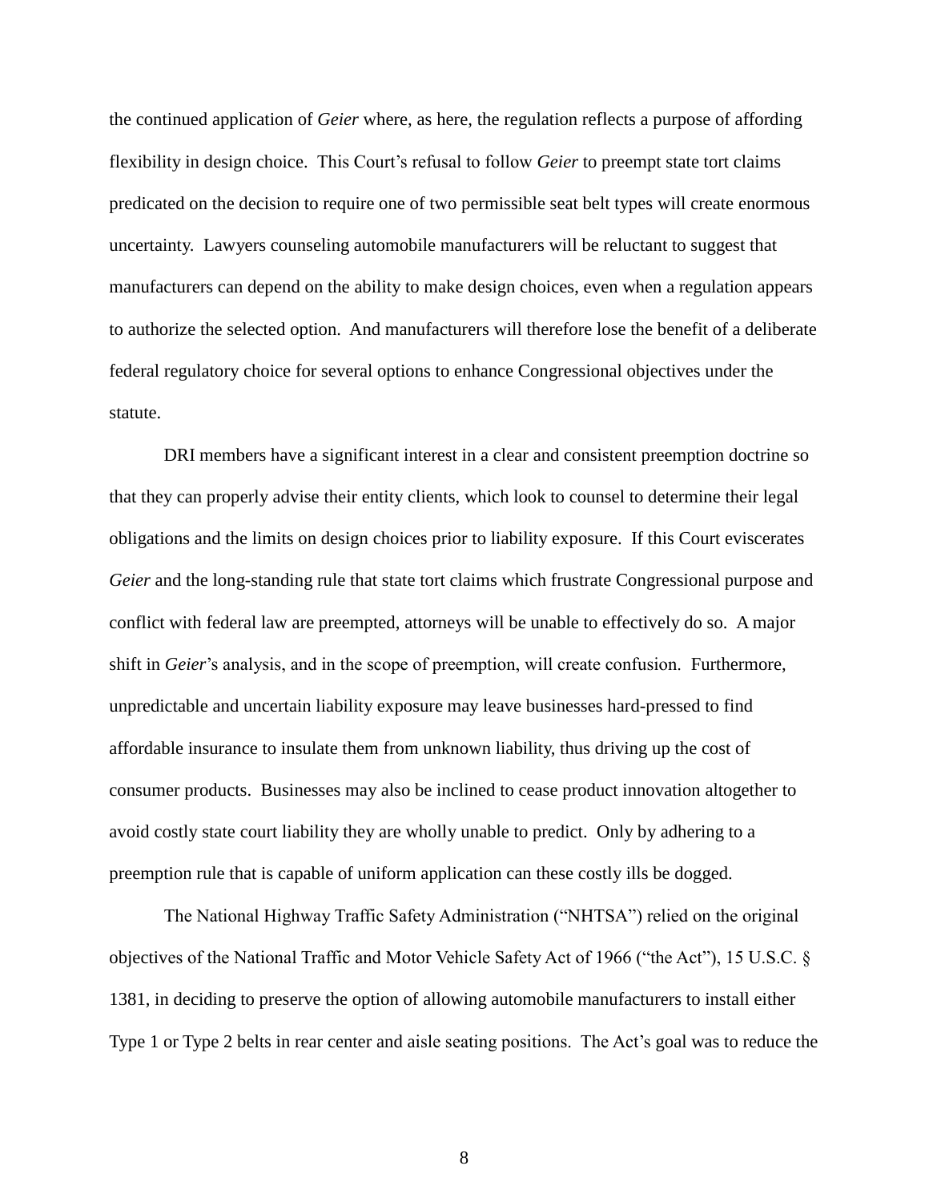the continued application of *Geier* where, as here, the regulation reflects a purpose of affording flexibility in design choice. This Court's refusal to follow *Geier* to preempt state tort claims predicated on the decision to require one of two permissible seat belt types will create enormous uncertainty. Lawyers counseling automobile manufacturers will be reluctant to suggest that manufacturers can depend on the ability to make design choices, even when a regulation appears to authorize the selected option. And manufacturers will therefore lose the benefit of a deliberate federal regulatory choice for several options to enhance Congressional objectives under the statute.

DRI members have a significant interest in a clear and consistent preemption doctrine so that they can properly advise their entity clients, which look to counsel to determine their legal obligations and the limits on design choices prior to liability exposure. If this Court eviscerates *Geier* and the long-standing rule that state tort claims which frustrate Congressional purpose and conflict with federal law are preempted, attorneys will be unable to effectively do so. A major shift in *Geier*'s analysis, and in the scope of preemption, will create confusion. Furthermore, unpredictable and uncertain liability exposure may leave businesses hard-pressed to find affordable insurance to insulate them from unknown liability, thus driving up the cost of consumer products. Businesses may also be inclined to cease product innovation altogether to avoid costly state court liability they are wholly unable to predict. Only by adhering to a preemption rule that is capable of uniform application can these costly ills be dogged.

The National Highway Traffic Safety Administration ("NHTSA") relied on the original objectives of the National Traffic and Motor Vehicle Safety Act of 1966 ("the Act"), 15 U.S.C. § 1381, in deciding to preserve the option of allowing automobile manufacturers to install either Type 1 or Type 2 belts in rear center and aisle seating positions. The Act's goal was to reduce the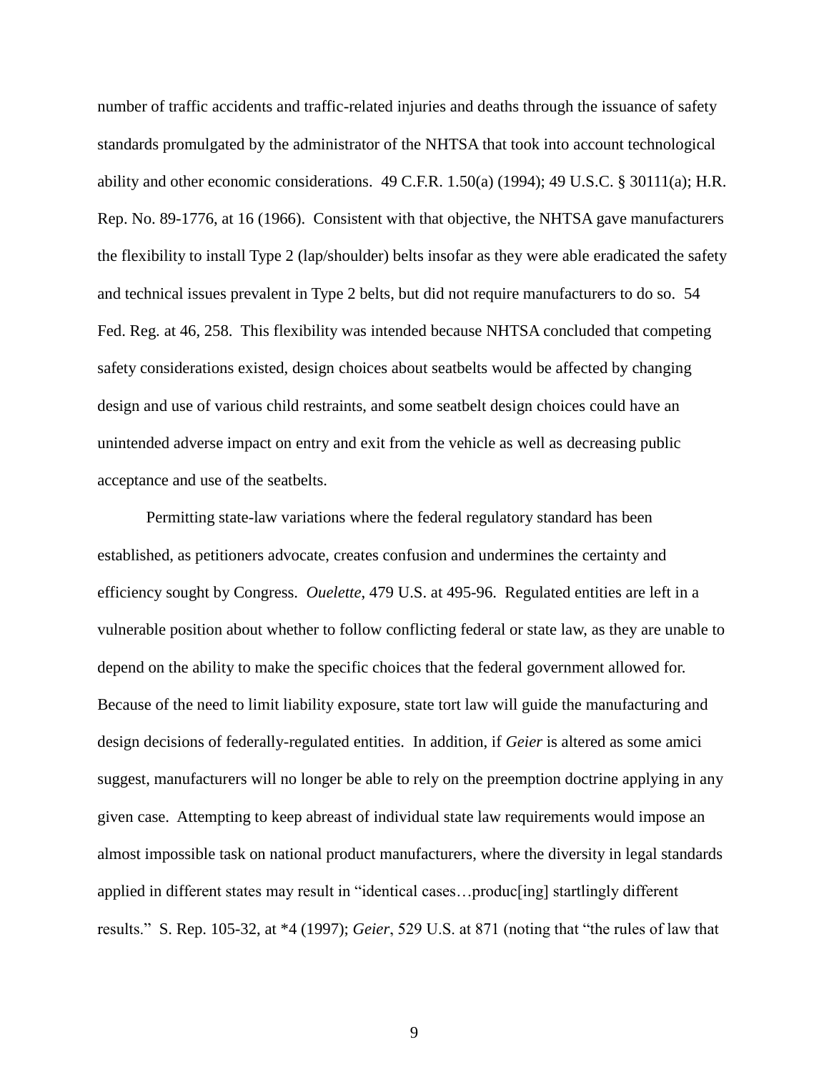number of traffic accidents and traffic-related injuries and deaths through the issuance of safety standards promulgated by the administrator of the NHTSA that took into account technological ability and other economic considerations. 49 C.F.R. 1.50(a) (1994); 49 U.S.C. § 30111(a); H.R. Rep. No. 89-1776, at 16 (1966). Consistent with that objective, the NHTSA gave manufacturers the flexibility to install Type 2 (lap/shoulder) belts insofar as they were able eradicated the safety and technical issues prevalent in Type 2 belts, but did not require manufacturers to do so. 54 Fed. Reg. at 46, 258. This flexibility was intended because NHTSA concluded that competing safety considerations existed, design choices about seatbelts would be affected by changing design and use of various child restraints, and some seatbelt design choices could have an unintended adverse impact on entry and exit from the vehicle as well as decreasing public acceptance and use of the seatbelts.

Permitting state-law variations where the federal regulatory standard has been established, as petitioners advocate, creates confusion and undermines the certainty and efficiency sought by Congress. *Ouelette*, 479 U.S. at 495-96. Regulated entities are left in a vulnerable position about whether to follow conflicting federal or state law, as they are unable to depend on the ability to make the specific choices that the federal government allowed for. Because of the need to limit liability exposure, state tort law will guide the manufacturing and design decisions of federally-regulated entities. In addition, if *Geier* is altered as some amici suggest, manufacturers will no longer be able to rely on the preemption doctrine applying in any given case. Attempting to keep abreast of individual state law requirements would impose an almost impossible task on national product manufacturers, where the diversity in legal standards applied in different states may result in "identical cases…produc[ing] startlingly different results." S. Rep. 105-32, at *4 (1997); *Geier*, 529 U.S. at 871 (noting that "the rules of law that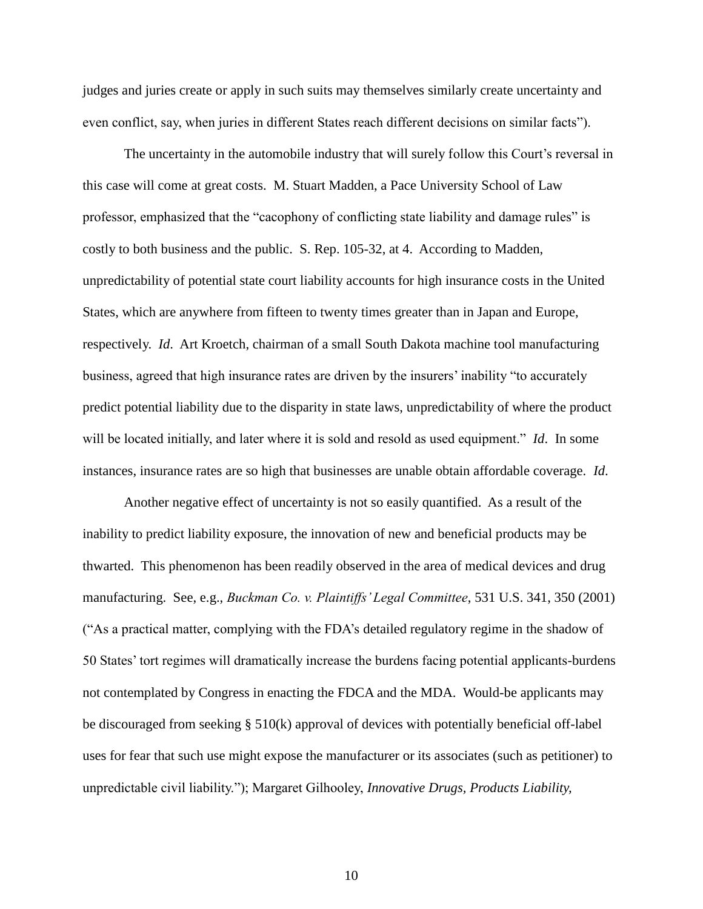judges and juries create or apply in such suits may themselves similarly create uncertainty and even conflict, say, when juries in different States reach different decisions on similar facts").

The uncertainty in the automobile industry that will surely follow this Court's reversal in this case will come at great costs. M. Stuart Madden, a Pace University School of Law professor, emphasized that the "cacophony of conflicting state liability and damage rules" is costly to both business and the public. S. Rep. 105-32, at 4. According to Madden, unpredictability of potential state court liability accounts for high insurance costs in the United States, which are anywhere from fifteen to twenty times greater than in Japan and Europe, respectively. *Id.* Art Kroetch, chairman of a small South Dakota machine tool manufacturing business, agreed that high insurance rates are driven by the insurers' inability "to accurately predict potential liability due to the disparity in state laws, unpredictability of where the product will be located initially, and later where it is sold and resold as used equipment." *Id*. In some instances, insurance rates are so high that businesses are unable obtain affordable coverage. *Id.*

Another negative effect of uncertainty is not so easily quantified. As a result of the inability to predict liability exposure, the innovation of new and beneficial products may be thwarted. This phenomenon has been readily observed in the area of medical devices and drug manufacturing. See, e.g., *Buckman Co. v. Plaintiffs' Legal Committee*, 531 U.S. 341, 350 (2001) ("As a practical matter, complying with the FDA's detailed regulatory regime in the shadow of 50 States' tort regimes will dramatically increase the burdens facing potential applicants-burdens not contemplated by Congress in enacting the FDCA and the MDA. Would-be applicants may be discouraged from seeking § 510(k) approval of devices with potentially beneficial off-label uses for fear that such use might expose the manufacturer or its associates (such as petitioner) to unpredictable civil liability."); Margaret Gilhooley, *Innovative Drugs, Products Liability,*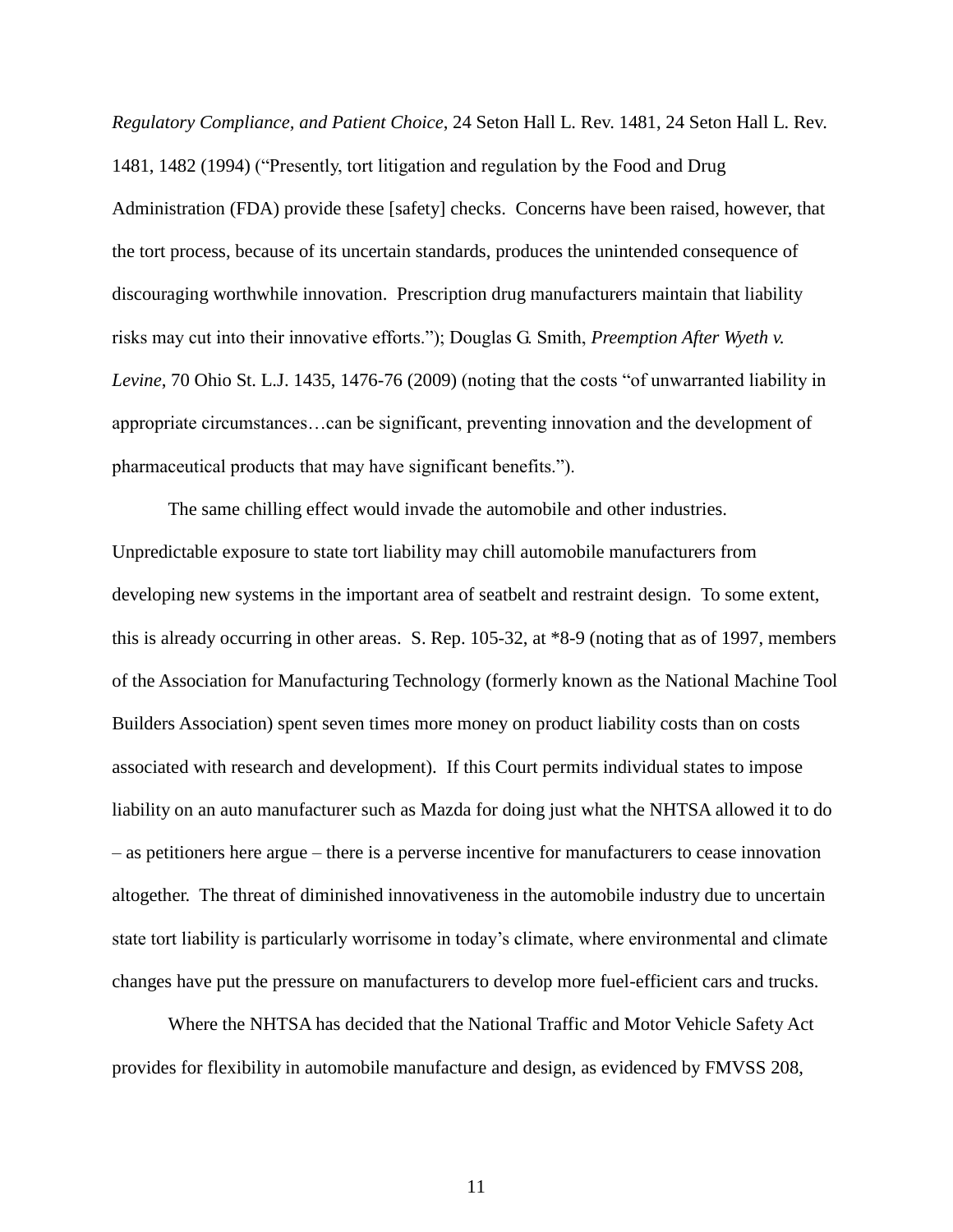*Regulatory Compliance, and Patient Choice*, 24 Seton Hall L. Rev. 1481, 24 Seton Hall L. Rev. 1481, 1482 (1994) ("Presently, tort litigation and regulation by the Food and Drug Administration (FDA) provide these [safety] checks. Concerns have been raised, however, that the tort process, because of its uncertain standards, produces the unintended consequence of discouraging worthwhile innovation. Prescription drug manufacturers maintain that liability risks may cut into their innovative efforts."); Douglas G. Smith, *Preemption After Wyeth v. Levine*, 70 Ohio St. L.J. 1435, 1476-76 (2009) (noting that the costs "of unwarranted liability in appropriate circumstances…can be significant, preventing innovation and the development of pharmaceutical products that may have significant benefits.").

The same chilling effect would invade the automobile and other industries. Unpredictable exposure to state tort liability may chill automobile manufacturers from developing new systems in the important area of seatbelt and restraint design. To some extent, this is already occurring in other areas. S. Rep. 105-32, at *8-9 (noting that as of 1997, members of the Association for Manufacturing Technology (formerly known as the National Machine Tool Builders Association) spent seven times more money on product liability costs than on costs associated with research and development). If this Court permits individual states to impose liability on an auto manufacturer such as Mazda for doing just what the NHTSA allowed it to do – as petitioners here argue – there is a perverse incentive for manufacturers to cease innovation altogether. The threat of diminished innovativeness in the automobile industry due to uncertain state tort liability is particularly worrisome in today's climate, where environmental and climate changes have put the pressure on manufacturers to develop more fuel-efficient cars and trucks.

Where the NHTSA has decided that the National Traffic and Motor Vehicle Safety Act provides for flexibility in automobile manufacture and design, as evidenced by FMVSS 208,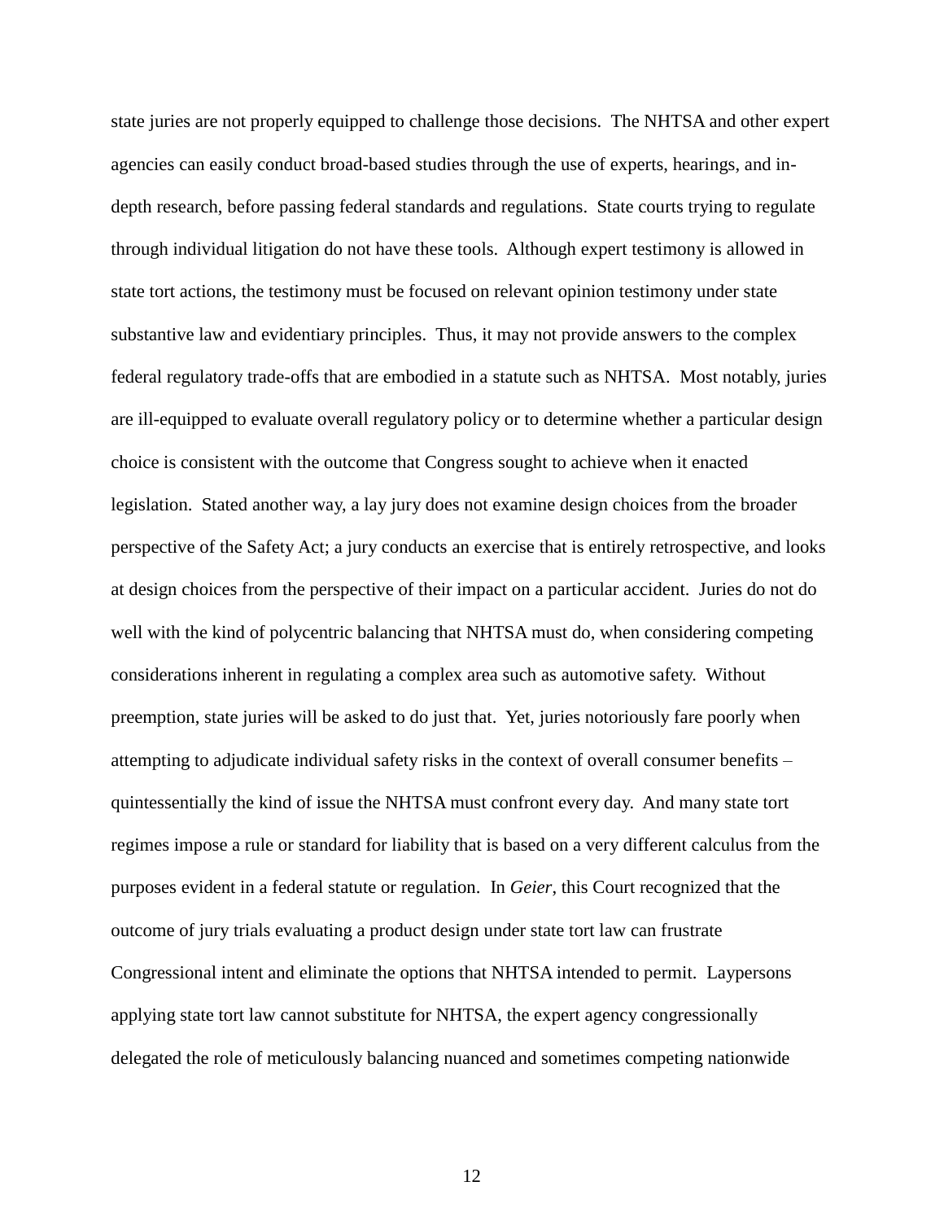state juries are not properly equipped to challenge those decisions. The NHTSA and other expert agencies can easily conduct broad-based studies through the use of experts, hearings, and in-depth research, before passing federal standards and regulations. State courts trying to regulate through individual litigation do not have these tools. Although expert testimony is allowed in state tort actions, the testimony must be focused on relevant opinion testimony under state substantive law and evidentiary principles. Thus, it may not provide answers to the complex federal regulatory trade-offs that are embodied in a statute such as NHTSA. Most notably, juries are ill-equipped to evaluate overall regulatory policy or to determine whether a particular design choice is consistent with the outcome that Congress sought to achieve when it enacted legislation. Stated another way, a lay jury does not examine design choices from the broader perspective of the Safety Act; a jury conducts an exercise that is entirely retrospective, and looks at design choices from the perspective of their impact on a particular accident. Juries do not do well with the kind of polycentric balancing that NHTSA must do, when considering competing considerations inherent in regulating a complex area such as automotive safety. Without preemption, state juries will be asked to do just that. Yet, juries notoriously fare poorly when attempting to adjudicate individual safety risks in the context of overall consumer benefits – quintessentially the kind of issue the NHTSA must confront every day. And many state tort regimes impose a rule or standard for liability that is based on a very different calculus from the purposes evident in a federal statute or regulation. In *Geier*, this Court recognized that the outcome of jury trials evaluating a product design under state tort law can frustrate Congressional intent and eliminate the options that NHTSA intended to permit. Laypersons applying state tort law cannot substitute for NHTSA, the expert agency congressionally delegated the role of meticulously balancing nuanced and sometimes competing nationwide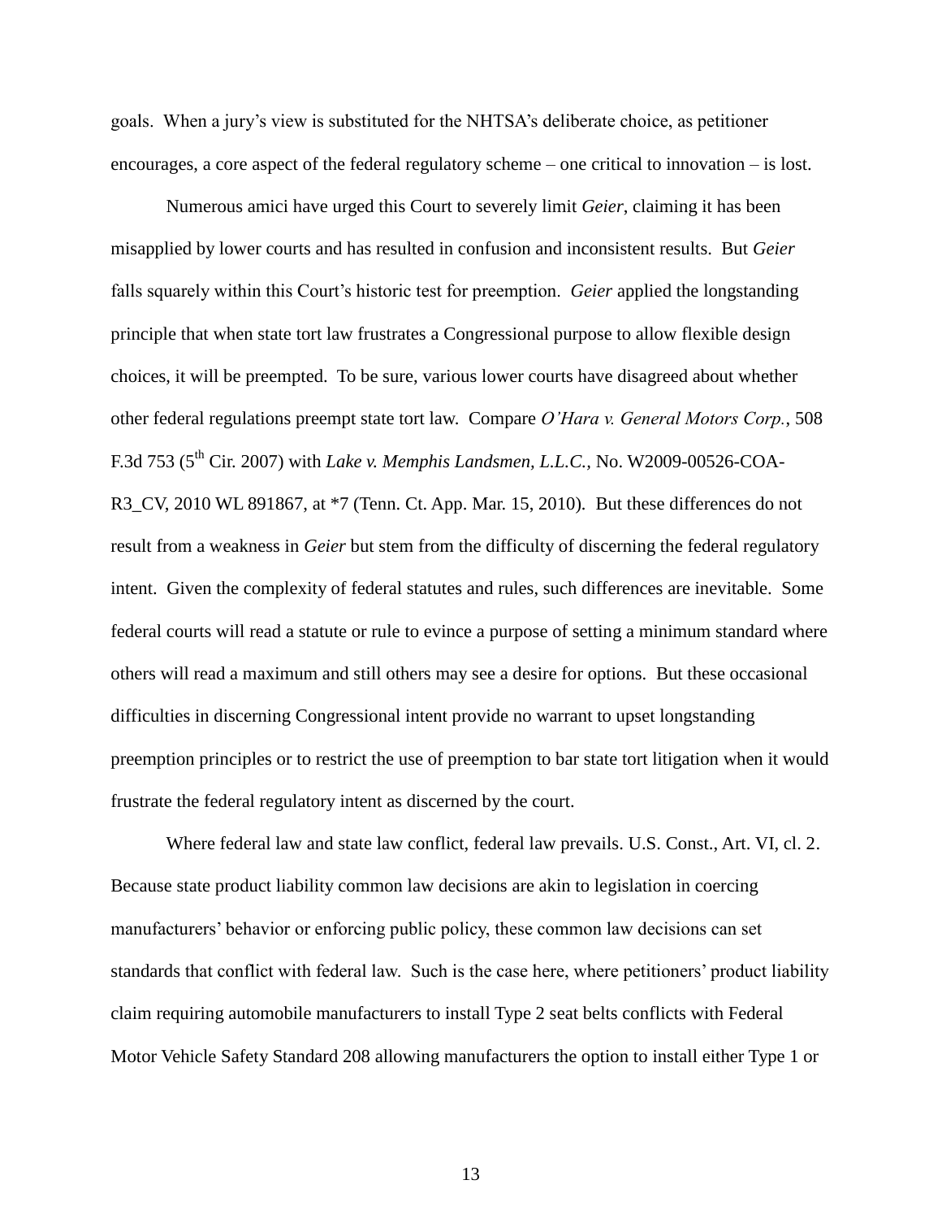goals. When a jury's view is substituted for the NHTSA's deliberate choice, as petitioner encourages, a core aspect of the federal regulatory scheme – one critical to innovation – is lost.

Numerous amici have urged this Court to severely limit *Geier*, claiming it has been misapplied by lower courts and has resulted in confusion and inconsistent results. But *Geier* falls squarely within this Court's historic test for preemption. *Geier* applied the longstanding principle that when state tort law frustrates a Congressional purpose to allow flexible design choices, it will be preempted. To be sure, various lower courts have disagreed about whether other federal regulations preempt state tort law. Compare *O'Hara v. General Motors Corp.*, 508 F.3d 753 (5th Cir. 2007) with *Lake v. Memphis Landsmen, L.L.C.*, No. W2009-00526-COA-R3_CV, 2010 WL 891867, at *7 (Tenn. Ct. App. Mar. 15, 2010). But these differences do not result from a weakness in *Geier* but stem from the difficulty of discerning the federal regulatory intent. Given the complexity of federal statutes and rules, such differences are inevitable. Some federal courts will read a statute or rule to evince a purpose of setting a minimum standard where others will read a maximum and still others may see a desire for options. But these occasional difficulties in discerning Congressional intent provide no warrant to upset longstanding preemption principles or to restrict the use of preemption to bar state tort litigation when it would frustrate the federal regulatory intent as discerned by the court.

Where federal law and state law conflict, federal law prevails. U.S. Const., Art. VI, cl. 2. Because state product liability common law decisions are akin to legislation in coercing manufacturers' behavior or enforcing public policy, these common law decisions can set standards that conflict with federal law. Such is the case here, where petitioners' product liability claim requiring automobile manufacturers to install Type 2 seat belts conflicts with Federal Motor Vehicle Safety Standard 208 allowing manufacturers the option to install either Type 1 or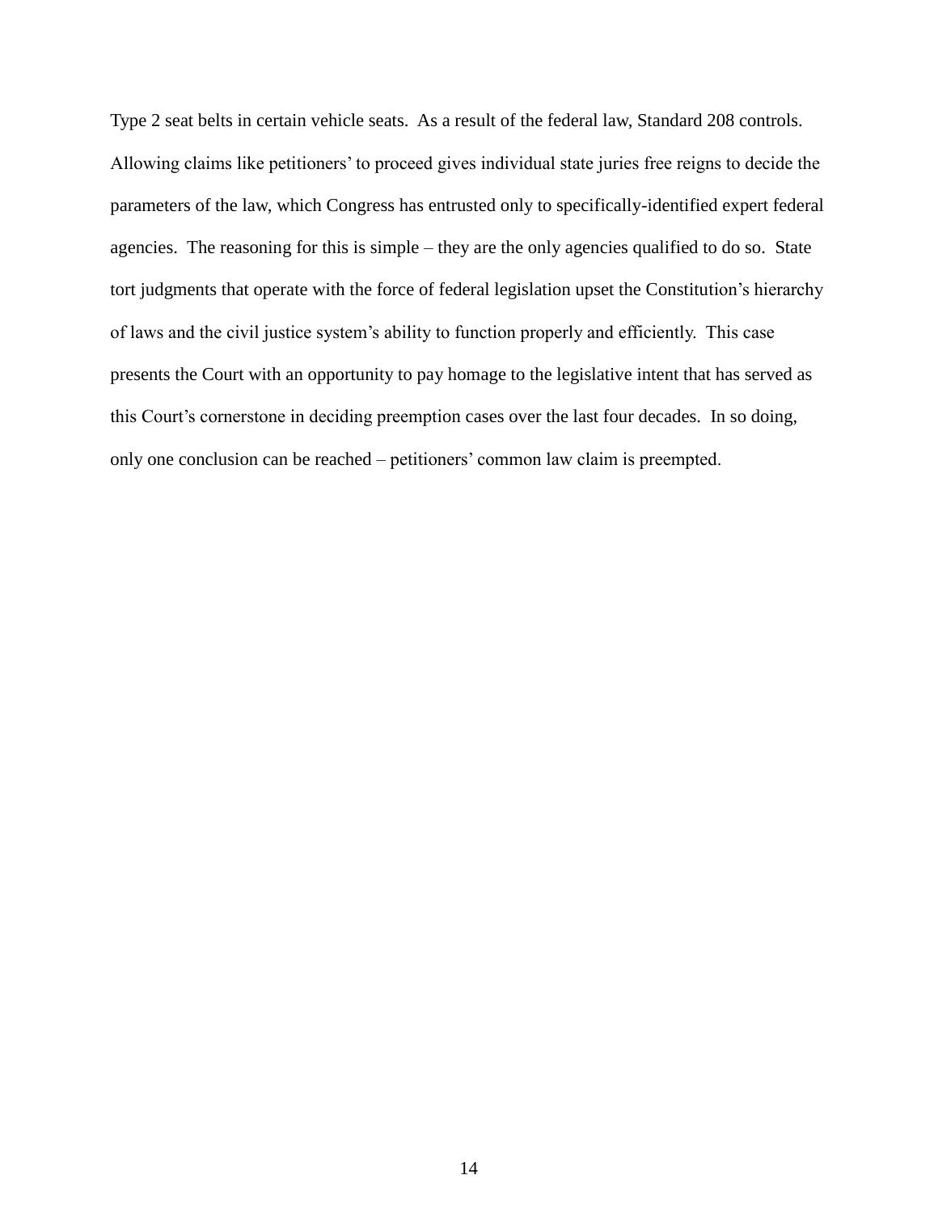Type 2 seat belts in certain vehicle seats. As a result of the federal law, Standard 208 controls. Allowing claims like petitioners' to proceed gives individual state juries free reigns to decide the parameters of the law, which Congress has entrusted only to specifically-identified expert federal agencies. The reasoning for this is simple – they are the only agencies qualified to do so. State tort judgments that operate with the force of federal legislation upset the Constitution's hierarchy of laws and the civil justice system's ability to function properly and efficiently. This case presents the Court with an opportunity to pay homage to the legislative intent that has served as this Court's cornerstone in deciding preemption cases over the last four decades. In so doing, only one conclusion can be reached – petitioners' common law claim is preempted.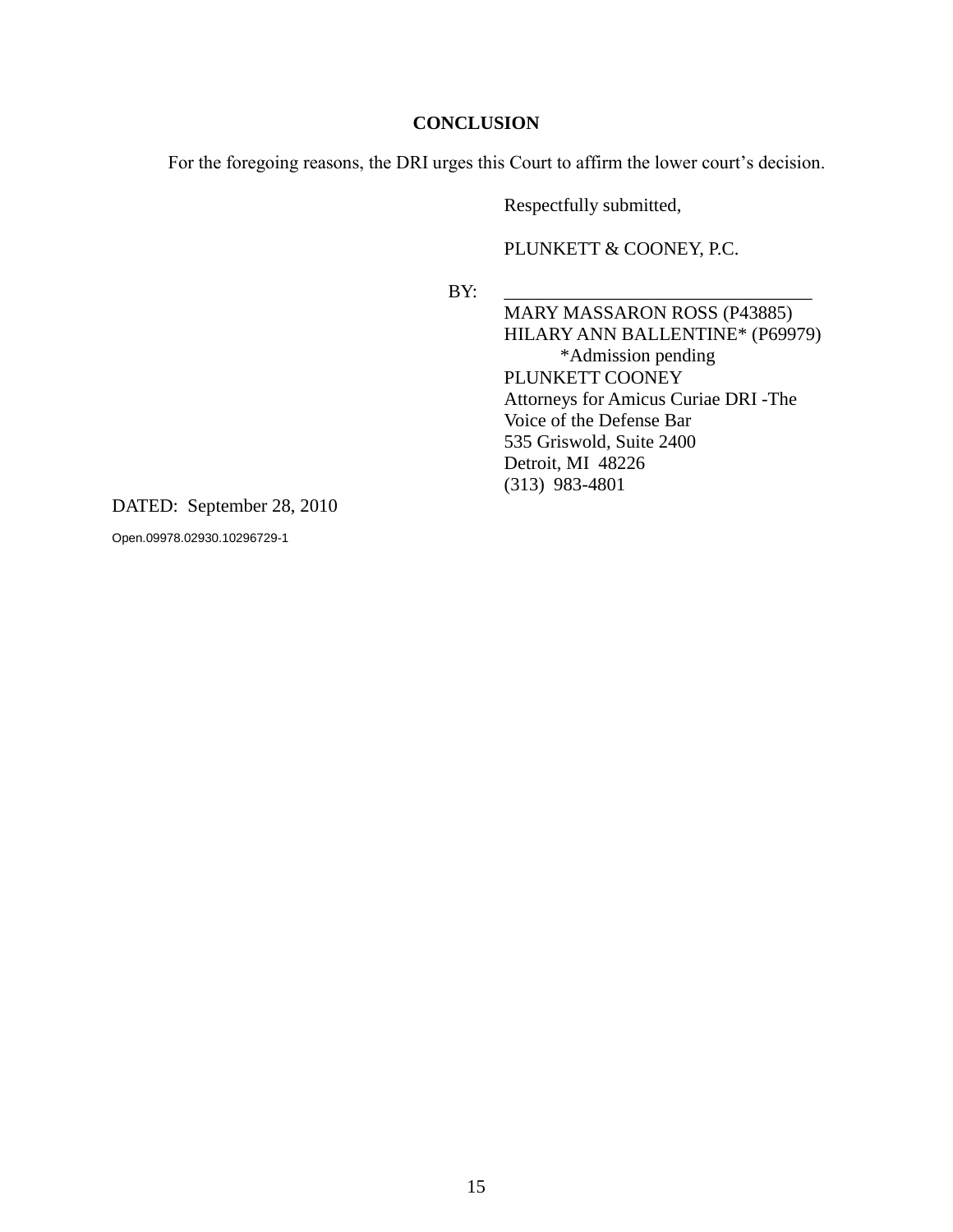## CONCLUSION

For the foregoing reasons, the DRI urges this Court to affirm the lower court's decision.

Respectfully submitted,

PLUNKETT & COONEY, P.C.

BY: ________________________________

MARY MASSARON ROSS (P43885)
HILARY ANN BALLENTINE* (P69979)
*Admission pending
PLUNKETT COONEY
Attorneys for Amicus Curiae DRI -The Voice of the Defense Bar
535 Griswold, Suite 2400
Detroit, MI 48226
(313) 983-4801

DATED: September 28, 2010

Open.09978.02930.10296729-1